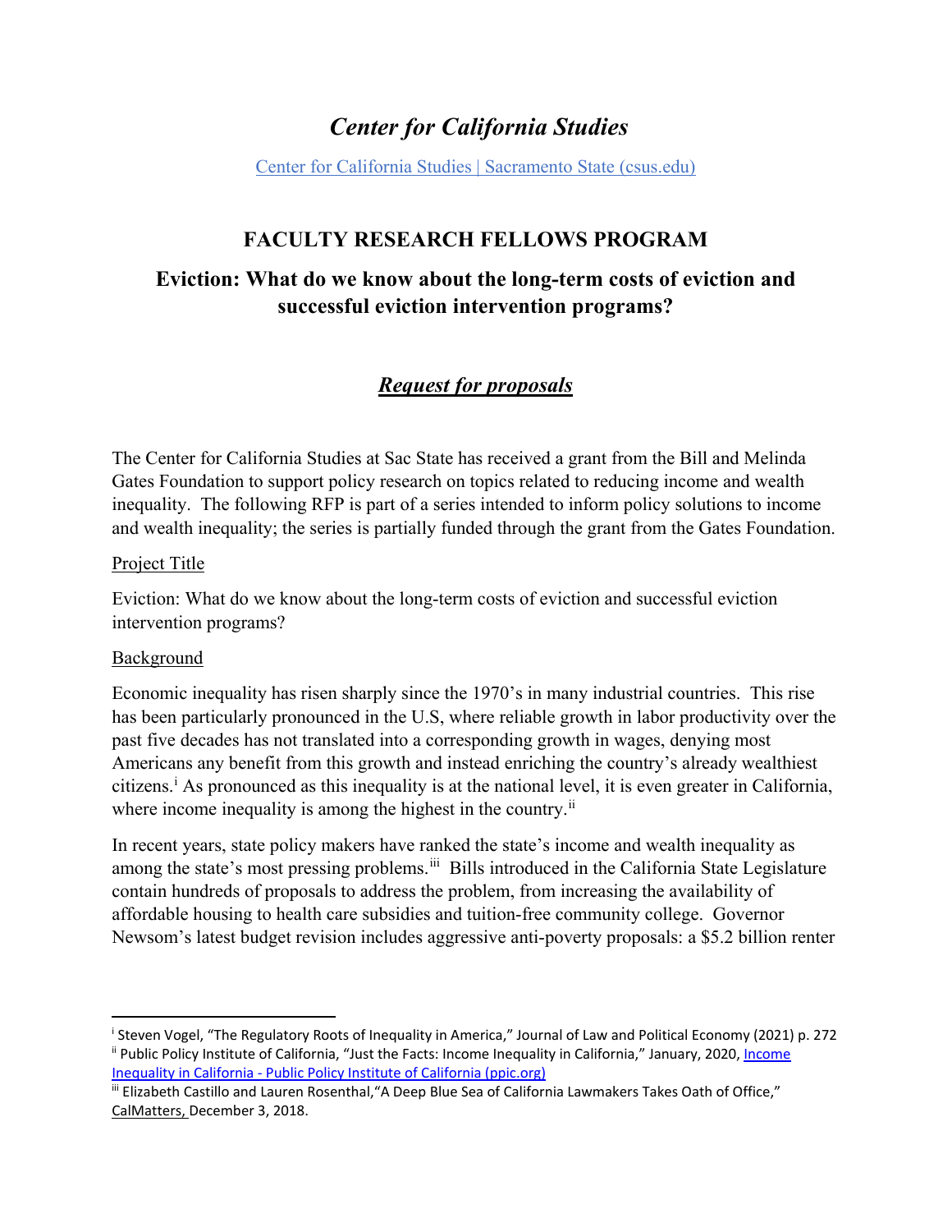# *Center for California Studies*

[Center for California Studies | Sacramento State (csus.edu)](Center for California Studies | Sacramento State (csus.edu))

## FACULTY RESEARCH FELLOWS PROGRAM

## Eviction: What do we know about the long-term costs of eviction and successful eviction intervention programs?

### ***Request for proposals***

The Center for California Studies at Sac State has received a grant from the Bill and Melinda Gates Foundation to support policy research on topics related to reducing income and wealth inequality. The following RFP is part of a series intended to inform policy solutions to income and wealth inequality; the series is partially funded through the grant from the Gates Foundation.

Project Title

Eviction: What do we know about the long-term costs of eviction and successful eviction intervention programs?

Background

Economic inequality has risen sharply since the 1970's in many industrial countries. This rise has been particularly pronounced in the U.S, where reliable growth in labor productivity over the past five decades has not translated into a corresponding growth in wages, denying most Americans any benefit from this growth and instead enriching the country's already wealthiest citizens.[i] As pronounced as this inequality is at the national level, it is even greater in California, where income inequality is among the highest in the country.[ii]

In recent years, state policy makers have ranked the state's income and wealth inequality as among the state's most pressing problems.[iii] Bills introduced in the California State Legislature contain hundreds of proposals to address the problem, from increasing the availability of affordable housing to health care subsidies and tuition-free community college. Governor Newsom's latest budget revision includes aggressive anti-poverty proposals: a $5.2 billion renter

---

[i] Steven Vogel, "The Regulatory Roots of Inequality in America," Journal of Law and Political Economy (2021) p. 272

[ii] Public Policy Institute of California, "Just the Facts: Income Inequality in California," January, 2020, Income Inequality in California - Public Policy Institute of California (ppic.org)

[iii] Elizabeth Castillo and Lauren Rosenthal,"A Deep Blue Sea of California Lawmakers Takes Oath of Office," CalMatters, December 3, 2018.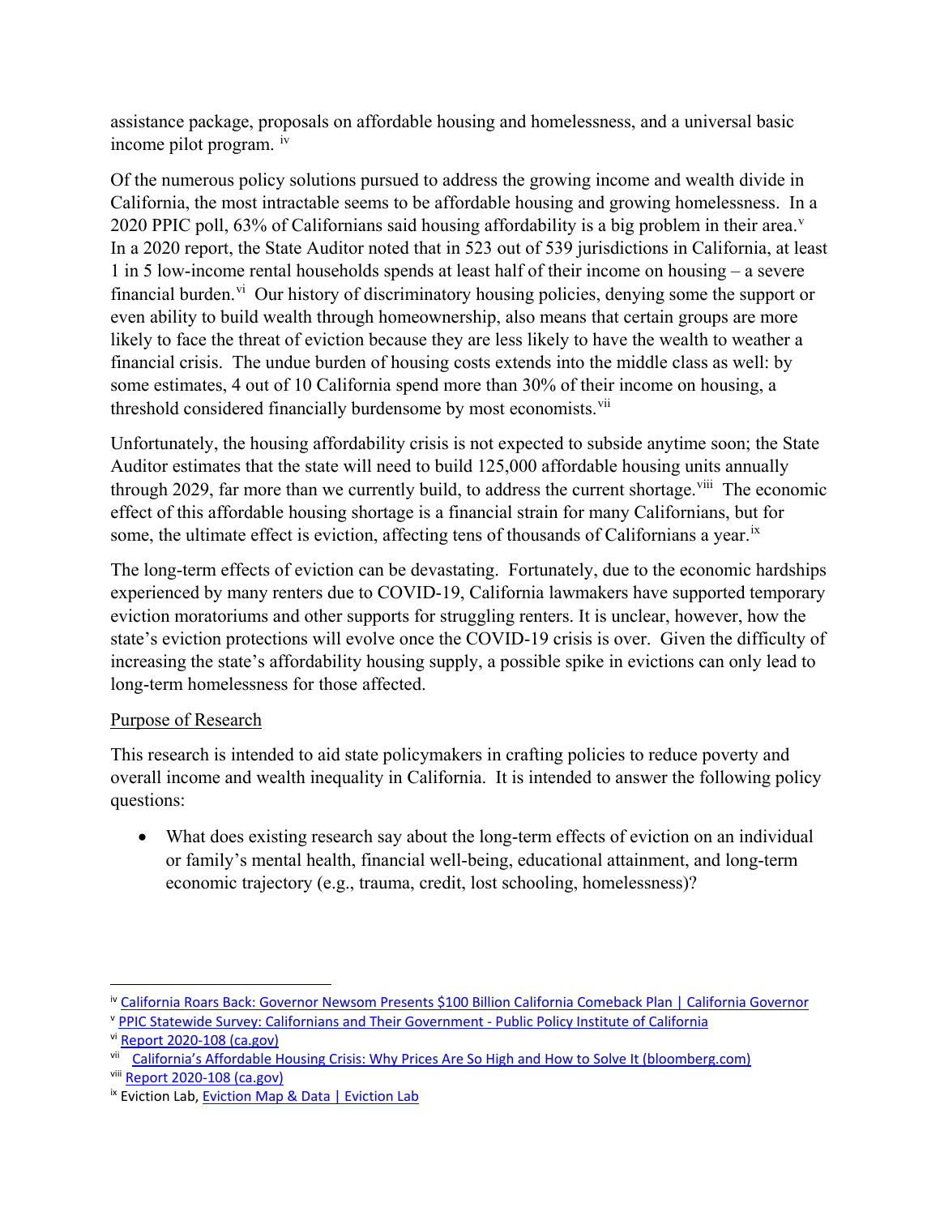assistance package, proposals on affordable housing and homelessness, and a universal basic income pilot program. [iv]

Of the numerous policy solutions pursued to address the growing income and wealth divide in California, the most intractable seems to be affordable housing and growing homelessness. In a 2020 PPIC poll, 63% of Californians said housing affordability is a big problem in their area.[v] In a 2020 report, the State Auditor noted that in 523 out of 539 jurisdictions in California, at least 1 in 5 low-income rental households spends at least half of their income on housing – a severe financial burden.[vi] Our history of discriminatory housing policies, denying some the support or even ability to build wealth through homeownership, also means that certain groups are more likely to face the threat of eviction because they are less likely to have the wealth to weather a financial crisis. The undue burden of housing costs extends into the middle class as well: by some estimates, 4 out of 10 California spend more than 30% of their income on housing, a threshold considered financially burdensome by most economists.[vii]

Unfortunately, the housing affordability crisis is not expected to subside anytime soon; the State Auditor estimates that the state will need to build 125,000 affordable housing units annually through 2029, far more than we currently build, to address the current shortage.[viii] The economic effect of this affordable housing shortage is a financial strain for many Californians, but for some, the ultimate effect is eviction, affecting tens of thousands of Californians a year.[ix]

The long-term effects of eviction can be devastating. Fortunately, due to the economic hardships experienced by many renters due to COVID-19, California lawmakers have supported temporary eviction moratoriums and other supports for struggling renters. It is unclear, however, how the state's eviction protections will evolve once the COVID-19 crisis is over. Given the difficulty of increasing the state's affordability housing supply, a possible spike in evictions can only lead to long-term homelessness for those affected.

<u>Purpose of Research</u>

This research is intended to aid state policymakers in crafting policies to reduce poverty and overall income and wealth inequality in California. It is intended to answer the following policy questions:

- What does existing research say about the long-term effects of eviction on an individual or family's mental health, financial well-being, educational attainment, and long-term economic trajectory (e.g., trauma, credit, lost schooling, homelessness)?

---

[iv] California Roars Back: Governor Newsom Presents $100 Billion California Comeback Plan | California Governor

[v] PPIC Statewide Survey: Californians and Their Government - Public Policy Institute of California

[vi] Report 2020-108 (ca.gov)

[vii] California's Affordable Housing Crisis: Why Prices Are So High and How to Solve It (bloomberg.com)

[viii] Report 2020-108 (ca.gov)

[ix] Eviction Lab, Eviction Map & Data | Eviction Lab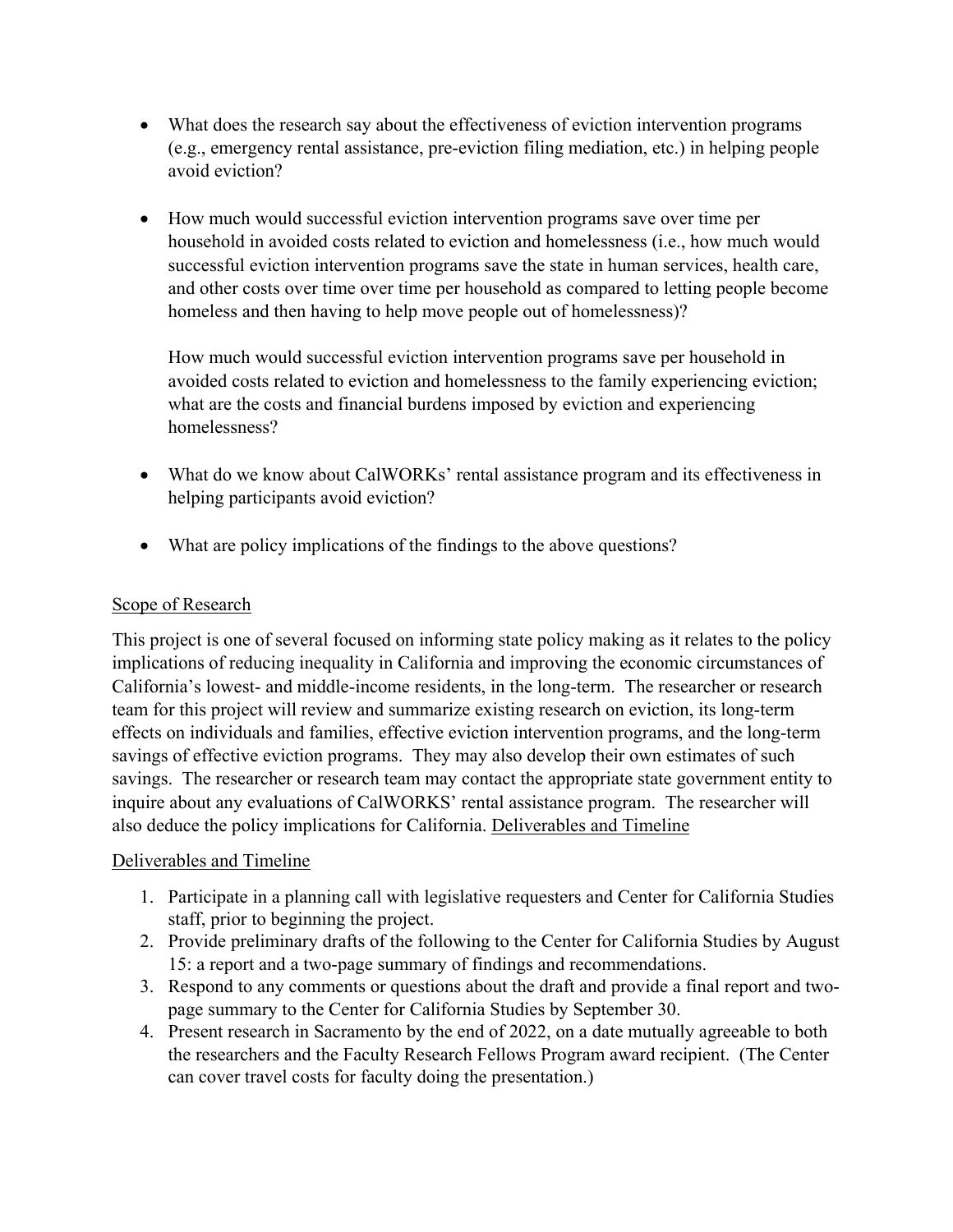- What does the research say about the effectiveness of eviction intervention programs (e.g., emergency rental assistance, pre-eviction filing mediation, etc.) in helping people avoid eviction?

- How much would successful eviction intervention programs save over time per household in avoided costs related to eviction and homelessness (i.e., how much would successful eviction intervention programs save the state in human services, health care, and other costs over time over time per household as compared to letting people become homeless and then having to help move people out of homelessness)?

  How much would successful eviction intervention programs save per household in avoided costs related to eviction and homelessness to the family experiencing eviction; what are the costs and financial burdens imposed by eviction and experiencing homelessness?

- What do we know about CalWORKs' rental assistance program and its effectiveness in helping participants avoid eviction?

- What are policy implications of the findings to the above questions?

Scope of Research

This project is one of several focused on informing state policy making as it relates to the policy implications of reducing inequality in California and improving the economic circumstances of California's lowest- and middle-income residents, in the long-term. The researcher or research team for this project will review and summarize existing research on eviction, its long-term effects on individuals and families, effective eviction intervention programs, and the long-term savings of effective eviction programs. They may also develop their own estimates of such savings. The researcher or research team may contact the appropriate state government entity to inquire about any evaluations of CalWORKS' rental assistance program. The researcher will also deduce the policy implications for California. Deliverables and Timeline

Deliverables and Timeline

1. Participate in a planning call with legislative requesters and Center for California Studies staff, prior to beginning the project.
2. Provide preliminary drafts of the following to the Center for California Studies by August 15: a report and a two-page summary of findings and recommendations.
3. Respond to any comments or questions about the draft and provide a final report and two-page summary to the Center for California Studies by September 30.
4. Present research in Sacramento by the end of 2022, on a date mutually agreeable to both the researchers and the Faculty Research Fellows Program award recipient. (The Center can cover travel costs for faculty doing the presentation.)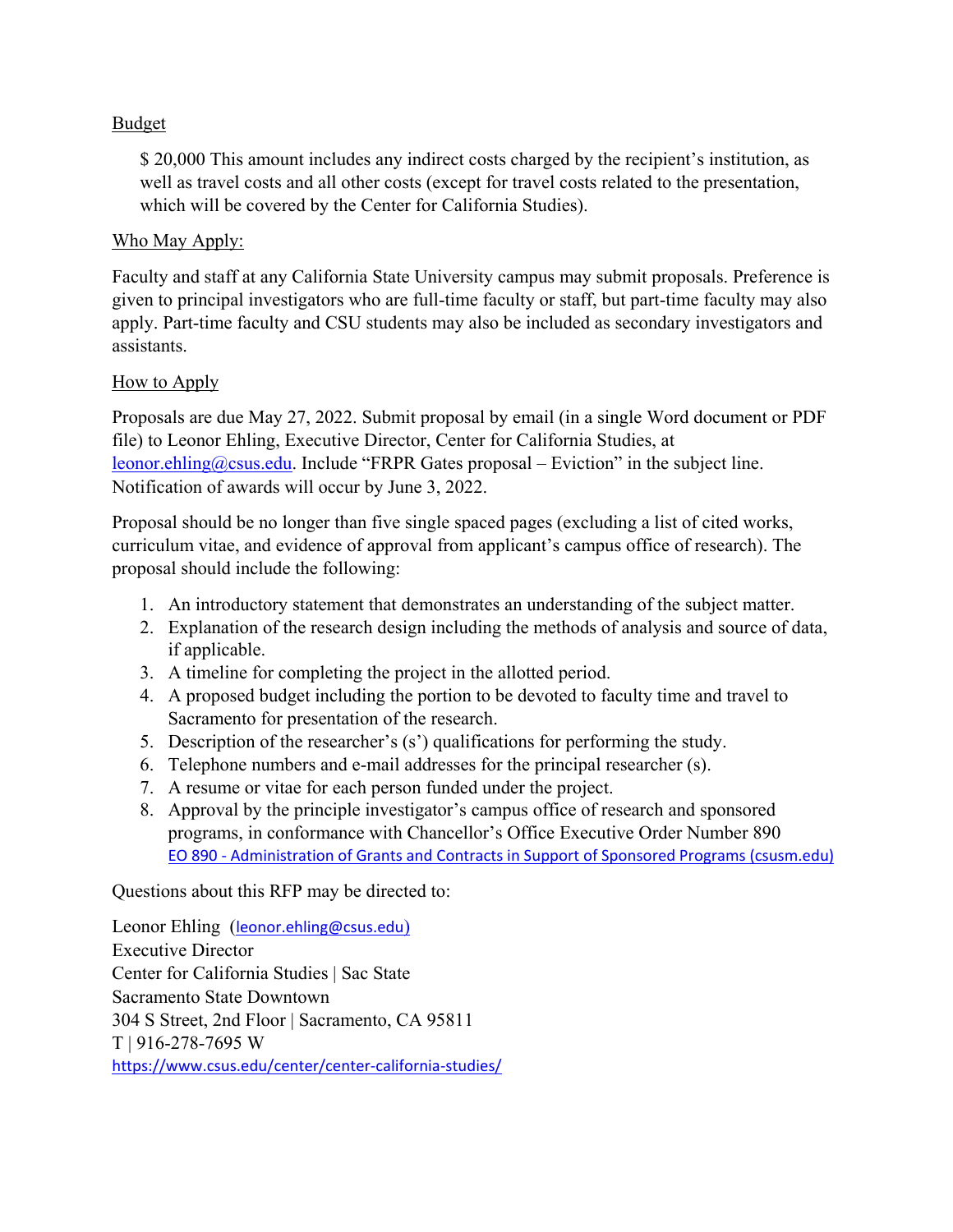Budget

$ 20,000 This amount includes any indirect costs charged by the recipient's institution, as well as travel costs and all other costs (except for travel costs related to the presentation, which will be covered by the Center for California Studies).

Who May Apply:

Faculty and staff at any California State University campus may submit proposals. Preference is given to principal investigators who are full-time faculty or staff, but part-time faculty may also apply. Part-time faculty and CSU students may also be included as secondary investigators and assistants.

How to Apply

Proposals are due May 27, 2022. Submit proposal by email (in a single Word document or PDF file) to Leonor Ehling, Executive Director, Center for California Studies, at leonor.ehling@csus.edu. Include "FRPR Gates proposal – Eviction" in the subject line. Notification of awards will occur by June 3, 2022.

Proposal should be no longer than five single spaced pages (excluding a list of cited works, curriculum vitae, and evidence of approval from applicant's campus office of research). The proposal should include the following:

1. An introductory statement that demonstrates an understanding of the subject matter.
2. Explanation of the research design including the methods of analysis and source of data, if applicable.
3. A timeline for completing the project in the allotted period.
4. A proposed budget including the portion to be devoted to faculty time and travel to Sacramento for presentation of the research.
5. Description of the researcher's (s') qualifications for performing the study.
6. Telephone numbers and e-mail addresses for the principal researcher (s).
7. A resume or vitae for each person funded under the project.
8. Approval by the principle investigator's campus office of research and sponsored programs, in conformance with Chancellor's Office Executive Order Number 890 EO 890 - Administration of Grants and Contracts in Support of Sponsored Programs (csusm.edu)

Questions about this RFP may be directed to:

Leonor Ehling (leonor.ehling@csus.edu)
Executive Director
Center for California Studies | Sac State
Sacramento State Downtown
304 S Street, 2nd Floor | Sacramento, CA 95811
T | 916-278-7695 W
https://www.csus.edu/center/center-california-studies/